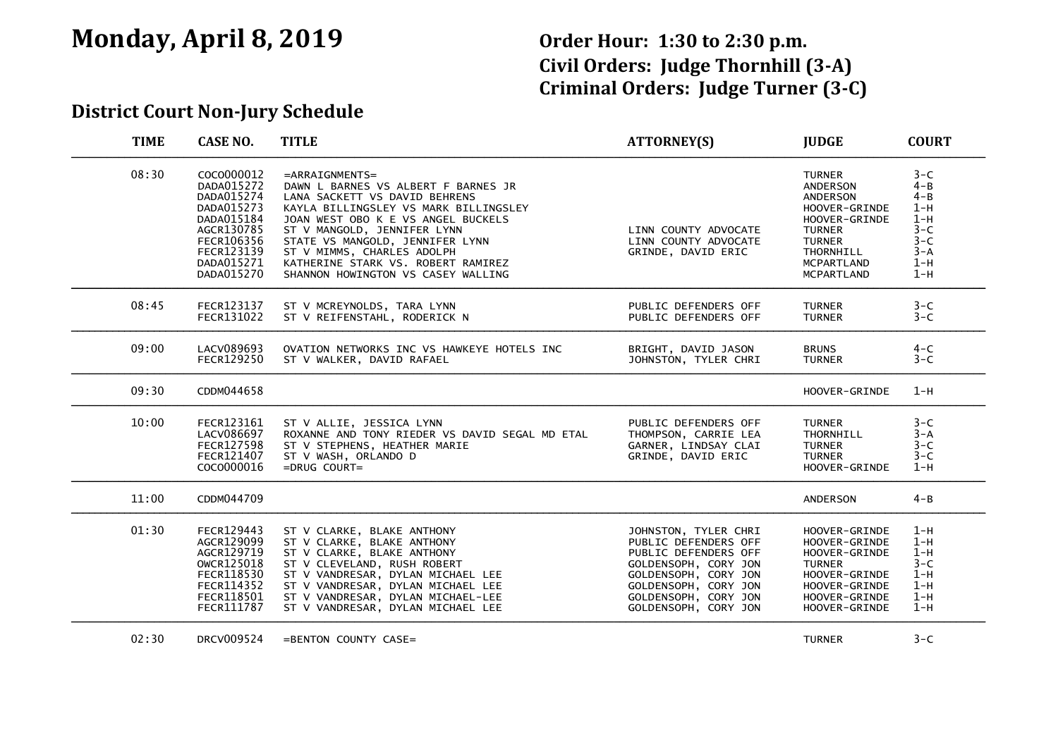# Monday, April 8, 2019

**Order Hour: 1:30 to 2:30 p.m.**
**Civil Orders: Judge Thornhill (3-A)**
**Criminal Orders: Judge Turner (3-C)**

## District Court Non-Jury Schedule

| TIME | CASE NO. | TITLE | ATTORNEY(S) | JUDGE | COURT |
|---|---|---|---|---|---|
| 08:30 | COCO000012 | =ARRAIGNMENTS= | | TURNER | 3-C |
| | DADA015272 | DAWN L BARNES VS ALBERT F BARNES JR | | ANDERSON | 4-B |
| | DADA015274 | LANA SACKETT VS DAVID BEHRENS | | ANDERSON | 4-B |
| | DADA015273 | KAYLA BILLINGSLEY VS MARK BILLINGSLEY | | HOOVER-GRINDE | 1-H |
| | DADA015184 | JOAN WEST OBO K E VS ANGEL BUCKELS | | HOOVER-GRINDE | 1-H |
| | AGCR130785 | ST V MANGOLD, JENNIFER LYNN | LINN COUNTY ADVOCATE | TURNER | 3-C |
| | FECR106356 | STATE VS MANGOLD, JENNIFER LYNN | LINN COUNTY ADVOCATE | TURNER | 3-C |
| | FECR123139 | ST V MIMMS, CHARLES ADOLPH | GRINDE, DAVID ERIC | THORNHILL | 3-A |
| | DADA015271 | KATHERINE STARK VS. ROBERT RAMIREZ | | MCPARTLAND | 1-H |
| | DADA015270 | SHANNON HOWINGTON VS CASEY WALLING | | MCPARTLAND | 1-H |
| 08:45 | FECR123137 | ST V MCREYNOLDS, TARA LYNN | PUBLIC DEFENDERS OFF | TURNER | 3-C |
| | FECR131022 | ST V REIFENSTAHL, RODERICK N | PUBLIC DEFENDERS OFF | TURNER | 3-C |
| 09:00 | LACV089693 | OVATION NETWORKS INC VS HAWKEYE HOTELS INC | BRIGHT, DAVID JASON | BRUNS | 4-C |
| | FECR129250 | ST V WALKER, DAVID RAFAEL | JOHNSTON, TYLER CHRI | TURNER | 3-C |
| 09:30 | CDDM044658 | | | HOOVER-GRINDE | 1-H |
| 10:00 | FECR123161 | ST V ALLIE, JESSICA LYNN | PUBLIC DEFENDERS OFF | TURNER | 3-C |
| | LACV086697 | ROXANNE AND TONY RIEDER VS DAVID SEGAL MD ETAL | THOMPSON, CARRIE LEA | THORNHILL | 3-A |
| | FECR127598 | ST V STEPHENS, HEATHER MARIE | GARNER, LINDSAY CLAI | TURNER | 3-C |
| | FECR121407 | ST V WASH, ORLANDO D | GRINDE, DAVID ERIC | TURNER | 3-C |
| | COCO000016 | =DRUG COURT= | | HOOVER-GRINDE | 1-H |
| 11:00 | CDDM044709 | | | ANDERSON | 4-B |
| 01:30 | FECR129443 | ST V CLARKE, BLAKE ANTHONY | JOHNSTON, TYLER CHRI | HOOVER-GRINDE | 1-H |
| | AGCR129099 | ST V CLARKE, BLAKE ANTHONY | PUBLIC DEFENDERS OFF | HOOVER-GRINDE | 1-H |
| | AGCR129719 | ST V CLARKE, BLAKE ANTHONY | PUBLIC DEFENDERS OFF | HOOVER-GRINDE | 1-H |
| | OWCR125018 | ST V CLEVELAND, RUSH ROBERT | GOLDENSOPH, CORY JON | TURNER | 3-C |
| | FECR118530 | ST V VANDRESAR, DYLAN MICHAEL LEE | GOLDENSOPH, CORY JON | HOOVER-GRINDE | 1-H |
| | FECR114352 | ST V VANDRESAR, DYLAN MICHAEL LEE | GOLDENSOPH, CORY JON | HOOVER-GRINDE | 1-H |
| | FECR118501 | ST V VANDRESAR, DYLAN MICHAEL-LEE | GOLDENSOPH, CORY JON | HOOVER-GRINDE | 1-H |
| | FECR111787 | ST V VANDRESAR, DYLAN MICHAEL LEE | GOLDENSOPH, CORY JON | HOOVER-GRINDE | 1-H |
| 02:30 | DRCV009524 | =BENTON COUNTY CASE= | | TURNER | 3-C |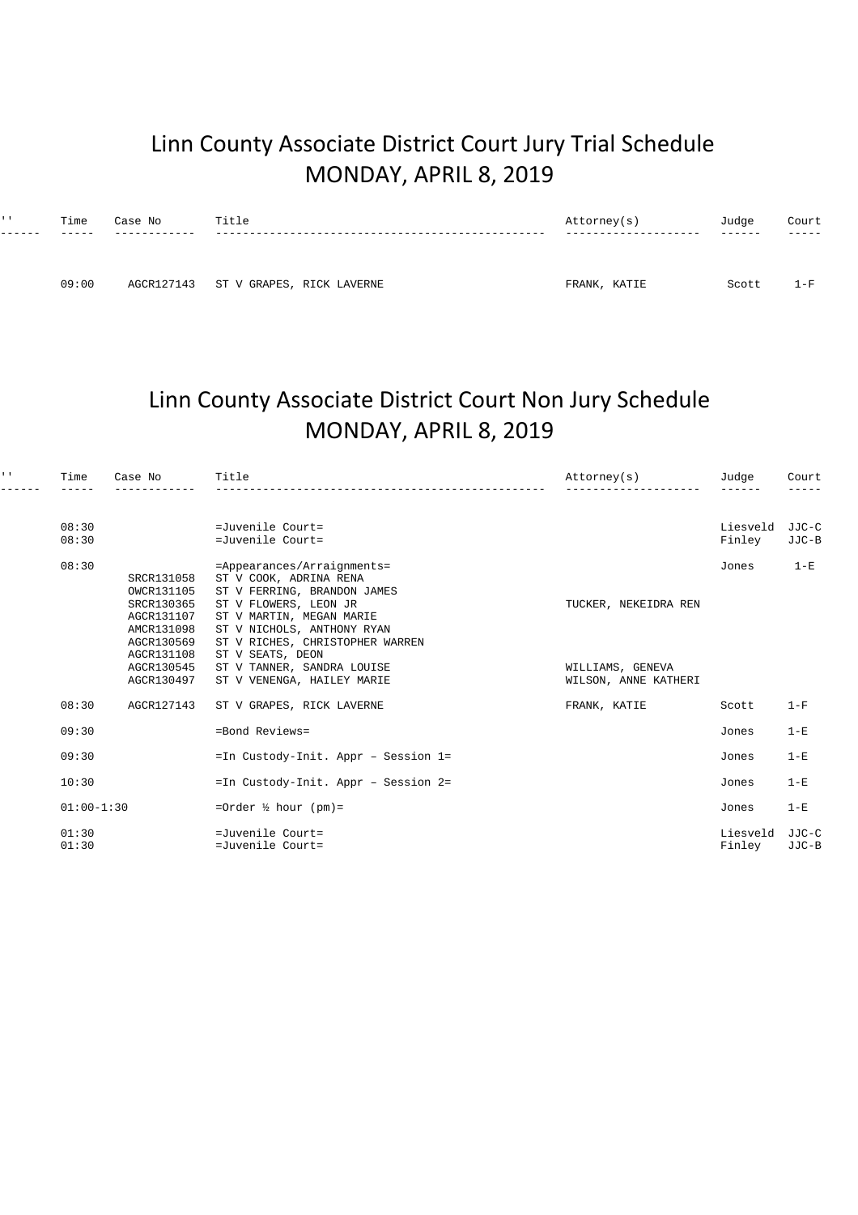# Linn County Associate District Court Jury Trial Schedule
## MONDAY, APRIL 8, 2019

| '' | Time | Case No | Title | Attorney(s) | Judge | Court |
|---|---|---|---|---|---|---|
| | 09:00 | AGCR127143 | ST V GRAPES, RICK LAVERNE | FRANK, KATIE | Scott | 1-F |

# Linn County Associate District Court Non Jury Schedule
## MONDAY, APRIL 8, 2019

| '' | Time | Case No | Title | Attorney(s) | Judge | Court |
|---|---|---|---|---|---|---|
| | 08:30 | | =Juvenile Court= | | Liesveld | JJC-C |
| | 08:30 | | =Juvenile Court= | | Finley | JJC-B |
| | 08:30 | | =Appearances/Arraignments= | | Jones | 1-E |
| | | SRCR131058 | ST V COOK, ADRINA RENA | | | |
| | | OWCR131105 | ST V FERRING, BRANDON JAMES | | | |
| | | SRCR130365 | ST V FLOWERS, LEON JR | TUCKER, NEKEIDRA REN | | |
| | | AGCR131107 | ST V MARTIN, MEGAN MARIE | | | |
| | | AMCR131098 | ST V NICHOLS, ANTHONY RYAN | | | |
| | | AGCR130569 | ST V RICHES, CHRISTOPHER WARREN | | | |
| | | AGCR131108 | ST V SEATS, DEON | | | |
| | | AGCR130545 | ST V TANNER, SANDRA LOUISE | WILLIAMS, GENEVA | | |
| | | AGCR130497 | ST V VENENGA, HAILEY MARIE | WILSON, ANNE KATHERI | | |
| | 08:30 | AGCR127143 | ST V GRAPES, RICK LAVERNE | FRANK, KATIE | Scott | 1-F |
| | 09:30 | | =Bond Reviews= | | Jones | 1-E |
| | 09:30 | | =In Custody-Init. Appr – Session 1= | | Jones | 1-E |
| | 10:30 | | =In Custody-Init. Appr – Session 2= | | Jones | 1-E |
| | 01:00-1:30 | | =Order ½ hour (pm)= | | Jones | 1-E |
| | 01:30 | | =Juvenile Court= | | Liesveld | JJC-C |
| | 01:30 | | =Juvenile Court= | | Finley | JJC-B |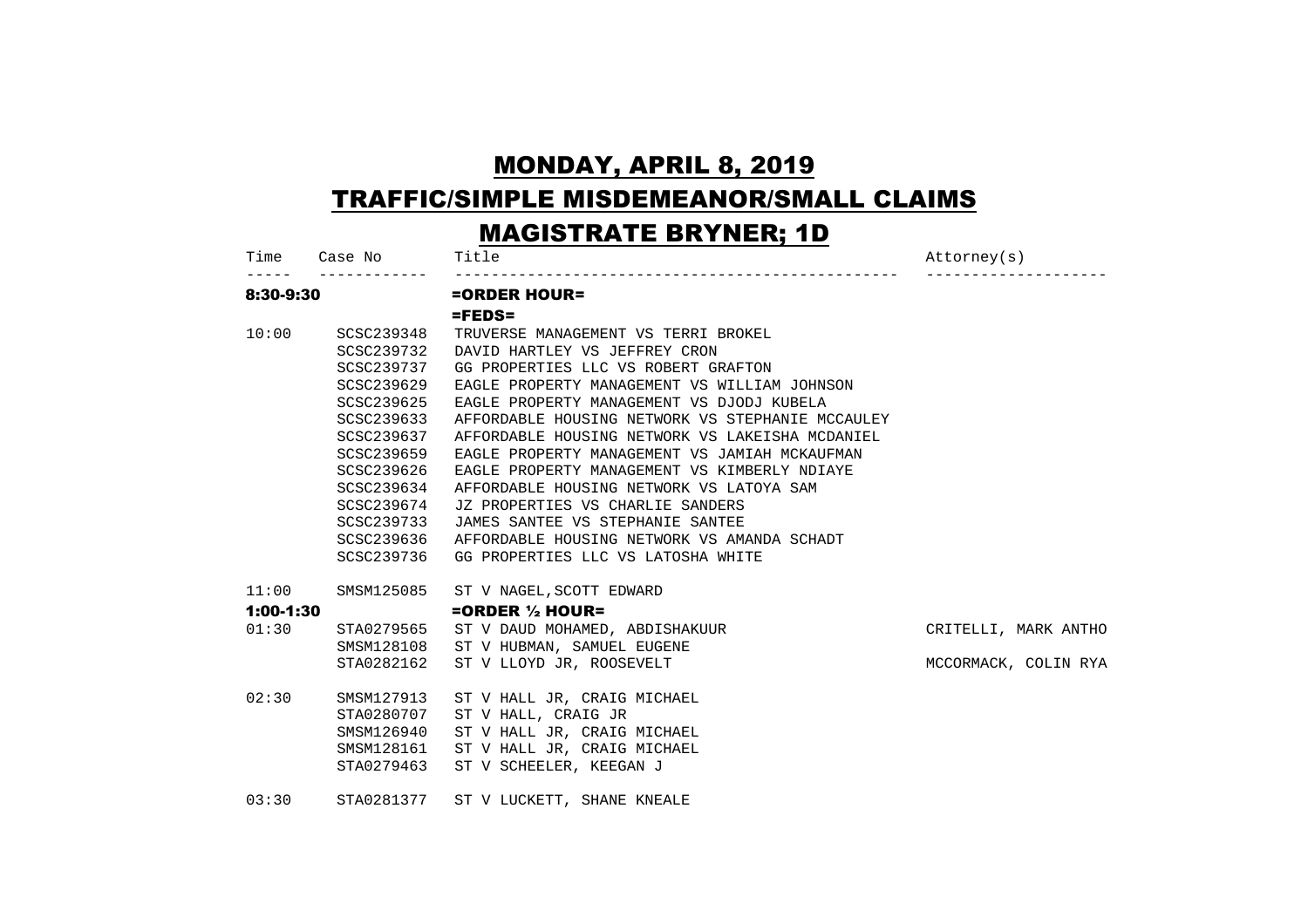# MONDAY, APRIL 8, 2019

# TRAFFIC/SIMPLE MISDEMEANOR/SMALL CLAIMS

# MAGISTRATE BRYNER; 1D

| Time | Case No | Title | Attorney(s) |
|---|---|---|---|
| **8:30-9:30** | | **=ORDER HOUR=** | |
| | | **=FEDS=** | |
| 10:00 | SCSC239348 | TRUVERSE MANAGEMENT VS TERRI BROKEL | |
| | SCSC239732 | DAVID HARTLEY VS JEFFREY CRON | |
| | SCSC239737 | GG PROPERTIES LLC VS ROBERT GRAFTON | |
| | SCSC239629 | EAGLE PROPERTY MANAGEMENT VS WILLIAM JOHNSON | |
| | SCSC239625 | EAGLE PROPERTY MANAGEMENT VS DJODJ KUBELA | |
| | SCSC239633 | AFFORDABLE HOUSING NETWORK VS STEPHANIE MCCAULEY | |
| | SCSC239637 | AFFORDABLE HOUSING NETWORK VS LAKEISHA MCDANIEL | |
| | SCSC239659 | EAGLE PROPERTY MANAGEMENT VS JAMIAH MCKAUFMAN | |
| | SCSC239626 | EAGLE PROPERTY MANAGEMENT VS KIMBERLY NDIAYE | |
| | SCSC239634 | AFFORDABLE HOUSING NETWORK VS LATOYA SAM | |
| | SCSC239674 | JZ PROPERTIES VS CHARLIE SANDERS | |
| | SCSC239733 | JAMES SANTEE VS STEPHANIE SANTEE | |
| | SCSC239636 | AFFORDABLE HOUSING NETWORK VS AMANDA SCHADT | |
| | SCSC239736 | GG PROPERTIES LLC VS LATOSHA WHITE | |
| 11:00 | SMSM125085 | ST V NAGEL,SCOTT EDWARD | |
| **1:00-1:30** | | **=ORDER ½ HOUR=** | |
| 01:30 | STA0279565 | ST V DAUD MOHAMED, ABDISHAKUUR | CRITELLI, MARK ANTHO |
| | SMSM128108 | ST V HUBMAN, SAMUEL EUGENE | |
| | STA0282162 | ST V LLOYD JR, ROOSEVELT | MCCORMACK, COLIN RYA |
| 02:30 | SMSM127913 | ST V HALL JR, CRAIG MICHAEL | |
| | STA0280707 | ST V HALL, CRAIG JR | |
| | SMSM126940 | ST V HALL JR, CRAIG MICHAEL | |
| | SMSM128161 | ST V HALL JR, CRAIG MICHAEL | |
| | STA0279463 | ST V SCHEELER, KEEGAN J | |
| 03:30 | STA0281377 | ST V LUCKETT, SHANE KNEALE | |